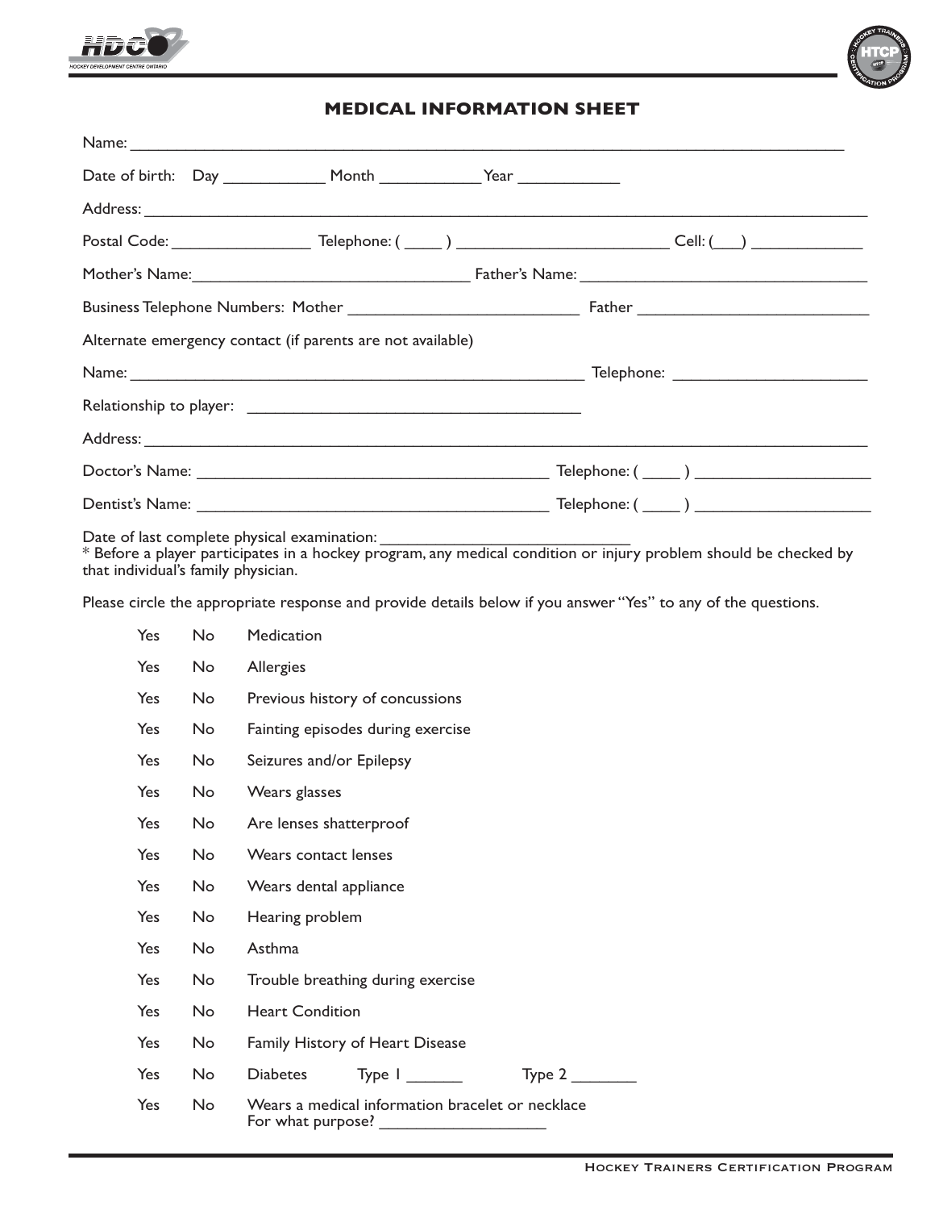# MEDICAL INFORMATION SHEET

Name: ___________________________________________________________________________________

Date of birth: Day ____________ Month ____________ Year ____________

Address: ___________________________________________________________________________________

Postal Code: ________________ Telephone: ( _____ ) _________________________ Cell: (___) _____________

Mother's Name:_________________________________ Father's Name: _________________________________

Business Telephone Numbers: Mother ___________________________ Father ___________________________

Alternate emergency contact (if parents are not available)

Name: _______________________________________________________ Telephone: ______________________

Relationship to player: _______________________________________

Address: ___________________________________________________________________________________

Doctor's Name: __________________________________________ Telephone: ( _____ ) ____________________

Dentist's Name: __________________________________________ Telephone: ( _____ ) ____________________

Date of last complete physical examination: ______________________________

* Before a player participates in a hockey program, any medical condition or injury problem should be checked by that individual's family physician.

Please circle the appropriate response and provide details below if you answer "Yes" to any of the questions.

Yes No Medication

Yes No Allergies

Yes No Previous history of concussions

Yes No Fainting episodes during exercise

Yes No Seizures and/or Epilepsy

Yes No Wears glasses

Yes No Are lenses shatterproof

Yes No Wears contact lenses

Yes No Wears dental appliance

Yes No Hearing problem

Yes No Asthma

Yes No Trouble breathing during exercise

Yes No Heart Condition

Yes No Family History of Heart Disease

Yes No Diabetes Type 1 ______ Type 2 _______

Yes No Wears a medical information bracelet or necklace
For what purpose? ___________________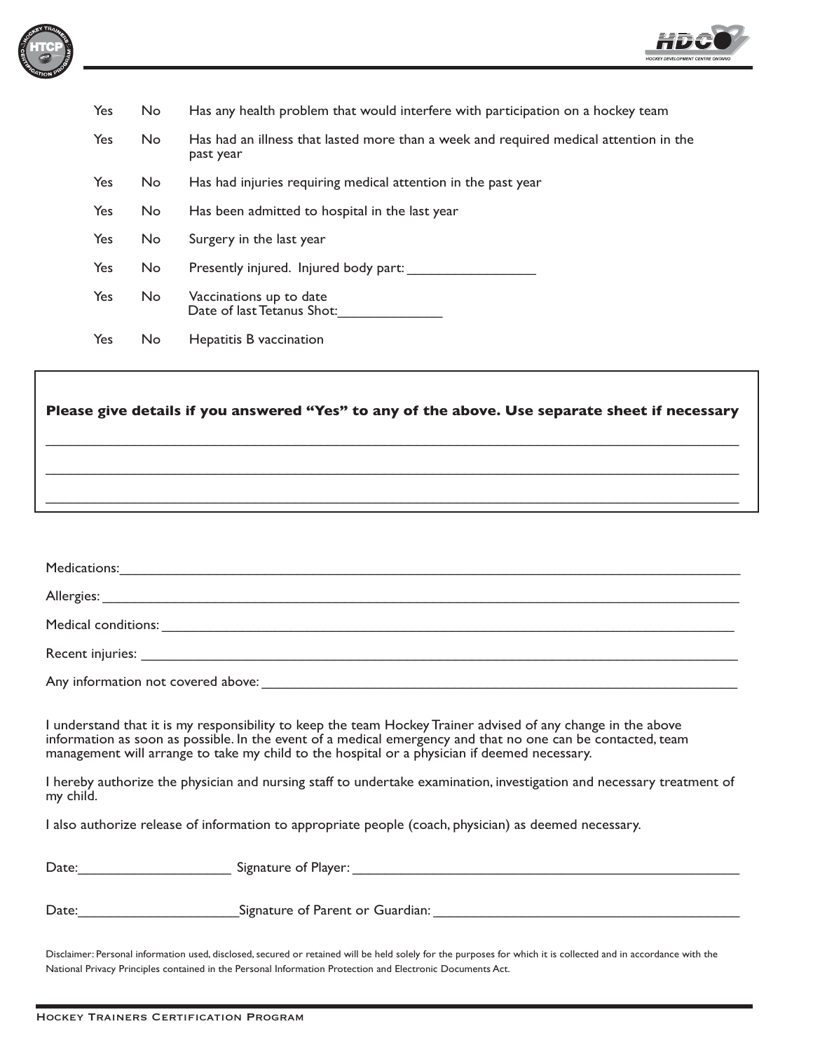Yes No Has any health problem that would interfere with participation on a hockey team

Yes No Has had an illness that lasted more than a week and required medical attention in the past year

Yes No Has had injuries requiring medical attention in the past year

Yes No Has been admitted to hospital in the last year

Yes No Surgery in the last year

Yes No Presently injured. Injured body part: _________________

Yes No Vaccinations up to date
Date of last Tetanus Shot:______________

Yes No Hepatitis B vaccination

**Please give details if you answered "Yes" to any of the above. Use separate sheet if necessary**

_______________________________________________________________________________

_______________________________________________________________________________

_______________________________________________________________________________

Medications:_______________________________________________________________________

Allergies: _________________________________________________________________________

Medical conditions: _________________________________________________________________

Recent injuries: ____________________________________________________________________

Any information not covered above: ___________________________________________________

I understand that it is my responsibility to keep the team Hockey Trainer advised of any change in the above information as soon as possible. In the event of a medical emergency and that no one can be contacted, team management will arrange to take my child to the hospital or a physician if deemed necessary.

I hereby authorize the physician and nursing staff to undertake examination, investigation and necessary treatment of my child.

I also authorize release of information to appropriate people (coach, physician) as deemed necessary.

Date:____________________ Signature of Player: ______________________________________________

Date:_____________________Signature of Parent or Guardian: _________________________________________

Disclaimer: Personal information used, disclosed, secured or retained will be held solely for the purposes for which it is collected and in accordance with the National Privacy Principles contained in the Personal Information Protection and Electronic Documents Act.